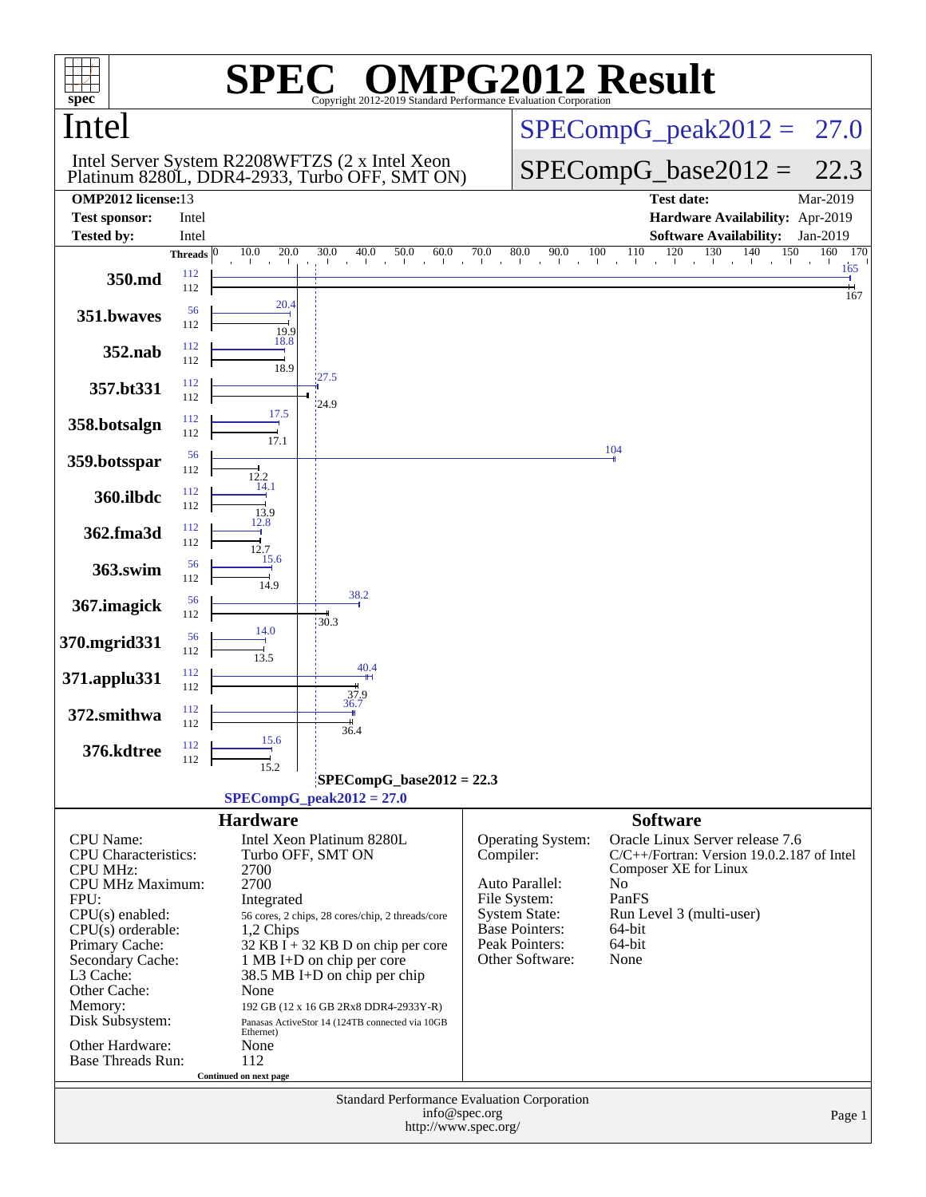# SPEC OMPG2012 Result

Copyright 2012-2019 Standard Performance Evaluation Corporation

## Intel

Intel Server System R2208WFTZS (2 x Intel Xeon Platinum 8280L, DDR4-2933, Turbo OFF, SMT ON)

SPECompG_peak2012 = 27.0

SPECompG_base2012 = 22.3

| | | | |
|---|---|---|---|
| **OMP2012 license:** | 13 | **Test date:** | Mar-2019 |
| **Test sponsor:** | Intel | **Hardware Availability:** | Apr-2019 |
| **Tested by:** | Intel | **Software Availability:** | Jan-2019 |

| Benchmark | Peak Threads | Base Threads | Peak | Base |
|---|---|---|---|---|
| 350.md | 112 | 112 | 165 | 167 |
| 351.bwaves | 56 | 112 | 20.4 | 19.9 |
| 352.nab | 112 | 112 | 18.8 | 18.9 |
| 357.bt331 | 112 | 112 | 27.5 | 24.9 |
| 358.botsalgn | 112 | 112 | 17.5 | 17.1 |
| 359.botsspar | 56 | 112 | 104 | 12.2 |
| 360.ilbdc | 112 | 112 | 14.1 | 13.9 |
| 362.fma3d | 112 | 112 | 12.8 | 12.7 |
| 363.swim | 56 | 112 | 15.6 | 14.9 |
| 367.imagick | 56 | 112 | 38.2 | 30.3 |
| 370.mgrid331 | 56 | 112 | 14.0 | 13.5 |
| 371.applu331 | 112 | 112 | 40.4 | 37.9 |
| 372.smithwa | 112 | 112 | 36.7 | 36.4 |
| 376.kdtree | 112 | 112 | 15.6 | 15.2 |

SPECompG_base2012 = 22.3

SPECompG_peak2012 = 27.0

### Hardware

| | |
|---|---|
| CPU Name: | Intel Xeon Platinum 8280L |
| CPU Characteristics: | Turbo OFF, SMT ON |
| CPU MHz: | 2700 |
| CPU MHz Maximum: | 2700 |
| FPU: | Integrated |
| CPU(s) enabled: | 56 cores, 2 chips, 28 cores/chip, 2 threads/core |
| CPU(s) orderable: | 1,2 Chips |
| Primary Cache: | 32 KB I + 32 KB D on chip per core |
| Secondary Cache: | 1 MB I+D on chip per core |
| L3 Cache: | 38.5 MB I+D on chip per chip |
| Other Cache: | None |
| Memory: | 192 GB (12 x 16 GB 2Rx8 DDR4-2933Y-R) |
| Disk Subsystem: | Panasas ActiveStor 14 (124TB connected via 10GB Ethernet) |
| Other Hardware: | None |
| Base Threads Run: | 112 |

Continued on next page

### Software

| | |
|---|---|
| Operating System: | Oracle Linux Server release 7.6 |
| Compiler: | C/C++/Fortran: Version 19.0.2.187 of Intel Composer XE for Linux |
| Auto Parallel: | No |
| File System: | PanFS |
| System State: | Run Level 3 (multi-user) |
| Base Pointers: | 64-bit |
| Peak Pointers: | 64-bit |
| Other Software: | None |

Standard Performance Evaluation Corporation
info@spec.org
http://www.spec.org/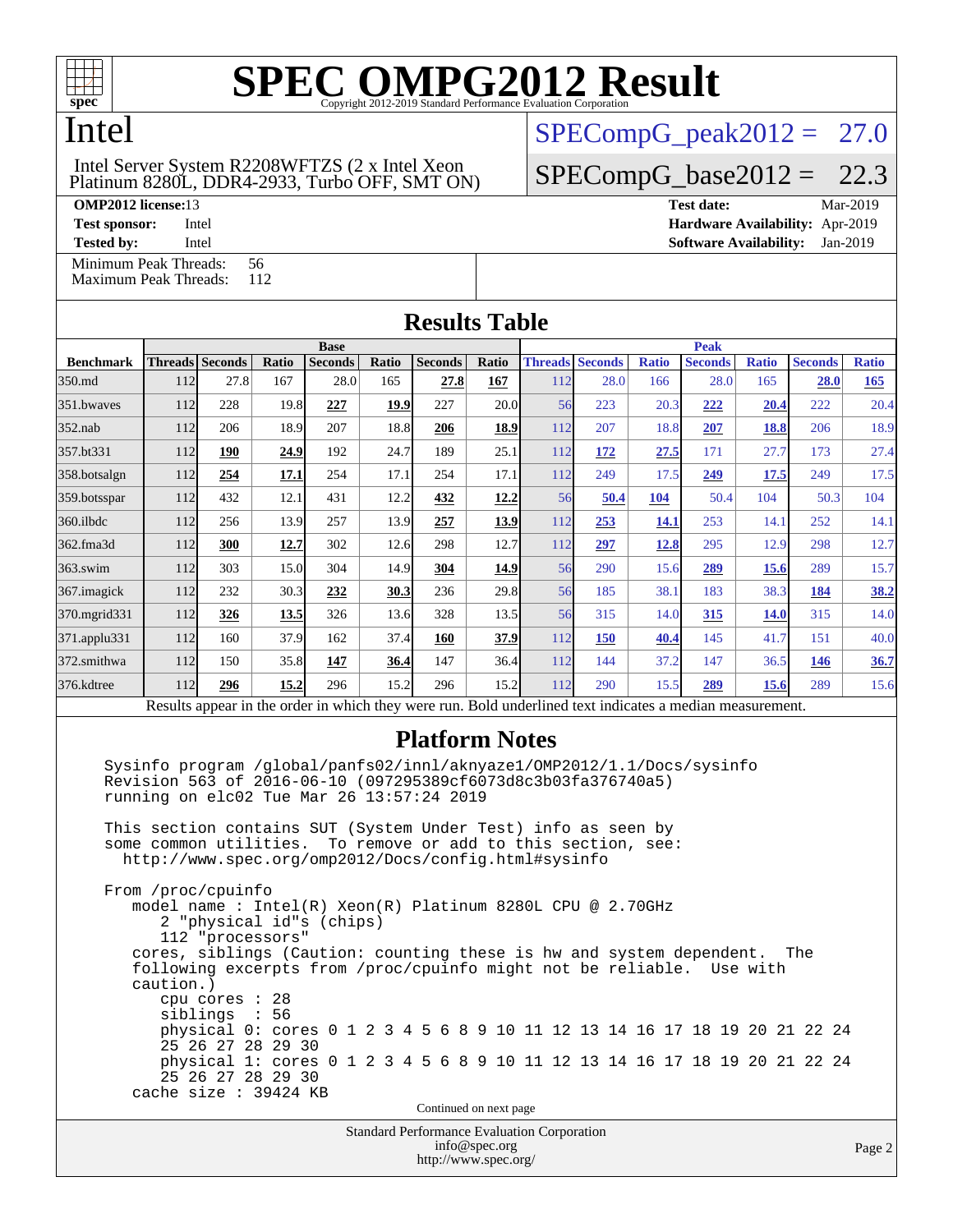# SPEC OMPG2012 Result

Copyright 2012-2019 Standard Performance Evaluation Corporation

## Intel

Intel Server System R2208WFTZS (2 x Intel Xeon Platinum 8280L, DDR4-2933, Turbo OFF, SMT ON)

SPECompG_peak2012 = 27.0

SPECompG_base2012 = 22.3

**OMP2012 license:** 13 | **Test date:** Mar-2019
**Test sponsor:** Intel | **Hardware Availability:** Apr-2019
**Tested by:** Intel | **Software Availability:** Jan-2019

Minimum Peak Threads: 56
Maximum Peak Threads: 112

## Results Table

| Benchmark | Base | | | | | | | Peak | | | | | | |
|---|---|---|---|---|---|---|---|---|---|---|---|---|---|---|
| | Threads | Seconds | Ratio | Seconds | Ratio | Seconds | Ratio | Threads | Seconds | Ratio | Seconds | Ratio | Seconds | Ratio |
| 350.md | 112 | 27.8 | 167 | 28.0 | 165 | **27.8** | **167** | 112 | 28.0 | 166 | 28.0 | 165 | **28.0** | **165** |
| 351.bwaves | 112 | 228 | 19.8 | **227** | **19.9** | 227 | 20.0 | 56 | 223 | 20.3 | **222** | **20.4** | 222 | 20.4 |
| 352.nab | 112 | 206 | 18.9 | 207 | 18.8 | **206** | **18.9** | 112 | 207 | 18.8 | **207** | **18.8** | 206 | 18.9 |
| 357.bt331 | 112 | **190** | **24.9** | 192 | 24.7 | 189 | 25.1 | 112 | **172** | **27.5** | 171 | 27.7 | 173 | 27.4 |
| 358.botsalgn | 112 | **254** | **17.1** | 254 | 17.1 | 254 | 17.1 | 112 | 249 | 17.5 | **249** | **17.5** | 249 | 17.5 |
| 359.botsspar | 112 | 432 | 12.1 | 431 | 12.2 | **432** | **12.2** | 56 | **50.4** | **104** | 50.4 | 104 | 50.3 | 104 |
| 360.ilbdc | 112 | 256 | 13.9 | 257 | 13.9 | **257** | **13.9** | 112 | **253** | **14.1** | 253 | 14.1 | 252 | 14.1 |
| 362.fma3d | 112 | **300** | **12.7** | 302 | 12.6 | 298 | 12.7 | 112 | **297** | **12.8** | 295 | 12.9 | 298 | 12.7 |
| 363.swim | 112 | 303 | 15.0 | 304 | 14.9 | **304** | **14.9** | 56 | 290 | 15.6 | **289** | **15.6** | 289 | 15.7 |
| 367.imagick | 112 | 232 | 30.3 | **232** | **30.3** | 236 | 29.8 | 56 | 185 | 38.1 | 183 | 38.3 | **184** | **38.2** |
| 370.mgrid331 | 112 | **326** | **13.5** | 326 | 13.6 | 328 | 13.5 | 56 | 315 | 14.0 | **315** | **14.0** | 315 | 14.0 |
| 371.applu331 | 112 | 160 | 37.9 | 162 | 37.4 | **160** | **37.9** | 112 | **150** | **40.4** | 145 | 41.7 | 151 | 40.0 |
| 372.smithwa | 112 | 150 | 35.8 | **147** | **36.4** | 147 | 36.4 | 112 | 144 | 37.2 | 147 | 36.5 | **146** | **36.7** |
| 376.kdtree | 112 | **296** | **15.2** | 296 | 15.2 | 296 | 15.2 | 112 | 290 | 15.5 | **289** | **15.6** | 289 | 15.6 |

Results appear in the order in which they were run. Bold underlined text indicates a median measurement.

## Platform Notes

```
Sysinfo program /global/panfs02/innl/aknyaze1/OMP2012/1.1/Docs/sysinfo
Revision 563 of 2016-06-10 (097295389cf6073d8c3b03fa376740a5)
running on elc02 Tue Mar 26 13:57:24 2019

This section contains SUT (System Under Test) info as seen by
some common utilities.  To remove or add to this section, see:
  http://www.spec.org/omp2012/Docs/config.html#sysinfo

From /proc/cpuinfo
   model name : Intel(R) Xeon(R) Platinum 8280L CPU @ 2.70GHz
      2 "physical id"s (chips)
      112 "processors"
   cores, siblings (Caution: counting these is hw and system dependent.  The
   following excerpts from /proc/cpuinfo might not be reliable.  Use with
   caution.)
      cpu cores : 28
      siblings  : 56
      physical 0: cores 0 1 2 3 4 5 6 8 9 10 11 12 13 14 16 17 18 19 20 21 22 24
      25 26 27 28 29 30
      physical 1: cores 0 1 2 3 4 5 6 8 9 10 11 12 13 14 16 17 18 19 20 21 22 24
      25 26 27 28 29 30
   cache size : 39424 KB
```

Continued on next page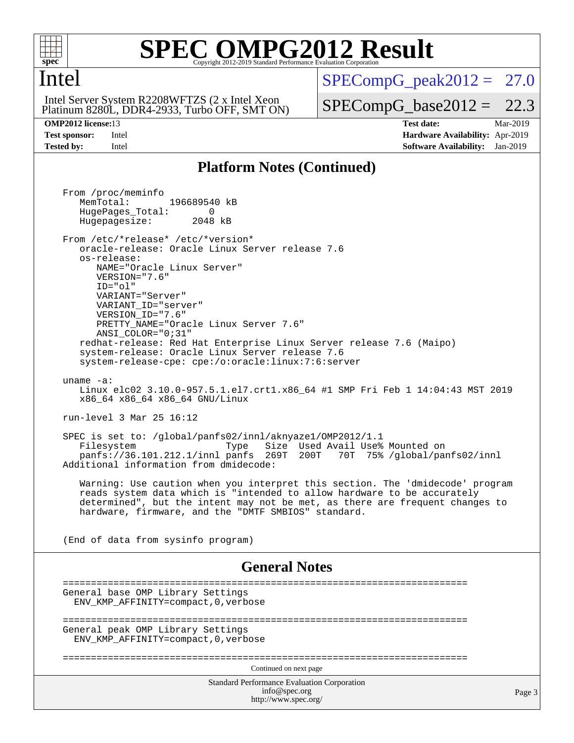# SPEC OMPG2012 Result

Copyright 2012-2019 Standard Performance Evaluation Corporation

## Intel

Intel Server System R2208WFTZS (2 x Intel Xeon Platinum 8280L, DDR4-2933, Turbo OFF, SMT ON)

SPECompG_peak2012 = 27.0

SPECompG_base2012 = 22.3

**OMP2012 license:** 13 | **Test date:** Mar-2019
**Test sponsor:** Intel | **Hardware Availability:** Apr-2019
**Tested by:** Intel | **Software Availability:** Jan-2019

## Platform Notes (Continued)

```
From /proc/meminfo
   MemTotal:       196689540 kB
   HugePages_Total:       0
   Hugepagesize:       2048 kB

From /etc/*release* /etc/*version*
   oracle-release: Oracle Linux Server release 7.6
   os-release:
      NAME="Oracle Linux Server"
      VERSION="7.6"
      ID="ol"
      VARIANT="Server"
      VARIANT_ID="server"
      VERSION_ID="7.6"
      PRETTY_NAME="Oracle Linux Server 7.6"
      ANSI_COLOR="0;31"
   redhat-release: Red Hat Enterprise Linux Server release 7.6 (Maipo)
   system-release: Oracle Linux Server release 7.6
   system-release-cpe: cpe:/o:oracle:linux:7:6:server

uname -a:
   Linux elc02 3.10.0-957.5.1.el7.crt1.x86_64 #1 SMP Fri Feb 1 14:04:43 MST 2019
   x86_64 x86_64 x86_64 GNU/Linux

run-level 3 Mar 25 16:12

SPEC is set to: /global/panfs02/innl/aknyaze1/OMP2012/1.1
   Filesystem              Type   Size  Used Avail Use% Mounted on
   panfs://36.101.212.1/innl panfs  269T  200T   70T  75% /global/panfs02/innl
Additional information from dmidecode:

   Warning: Use caution when you interpret this section. The 'dmidecode' program
   reads system data which is "intended to allow hardware to be accurately
   determined", but the intent may not be met, as there are frequent changes to
   hardware, firmware, and the "DMTF SMBIOS" standard.


(End of data from sysinfo program)
```

## General Notes

```
========================================================================
General base OMP Library Settings
  ENV_KMP_AFFINITY=compact,0,verbose

========================================================================
General peak OMP Library Settings
  ENV_KMP_AFFINITY=compact,0,verbose

========================================================================
```

Continued on next page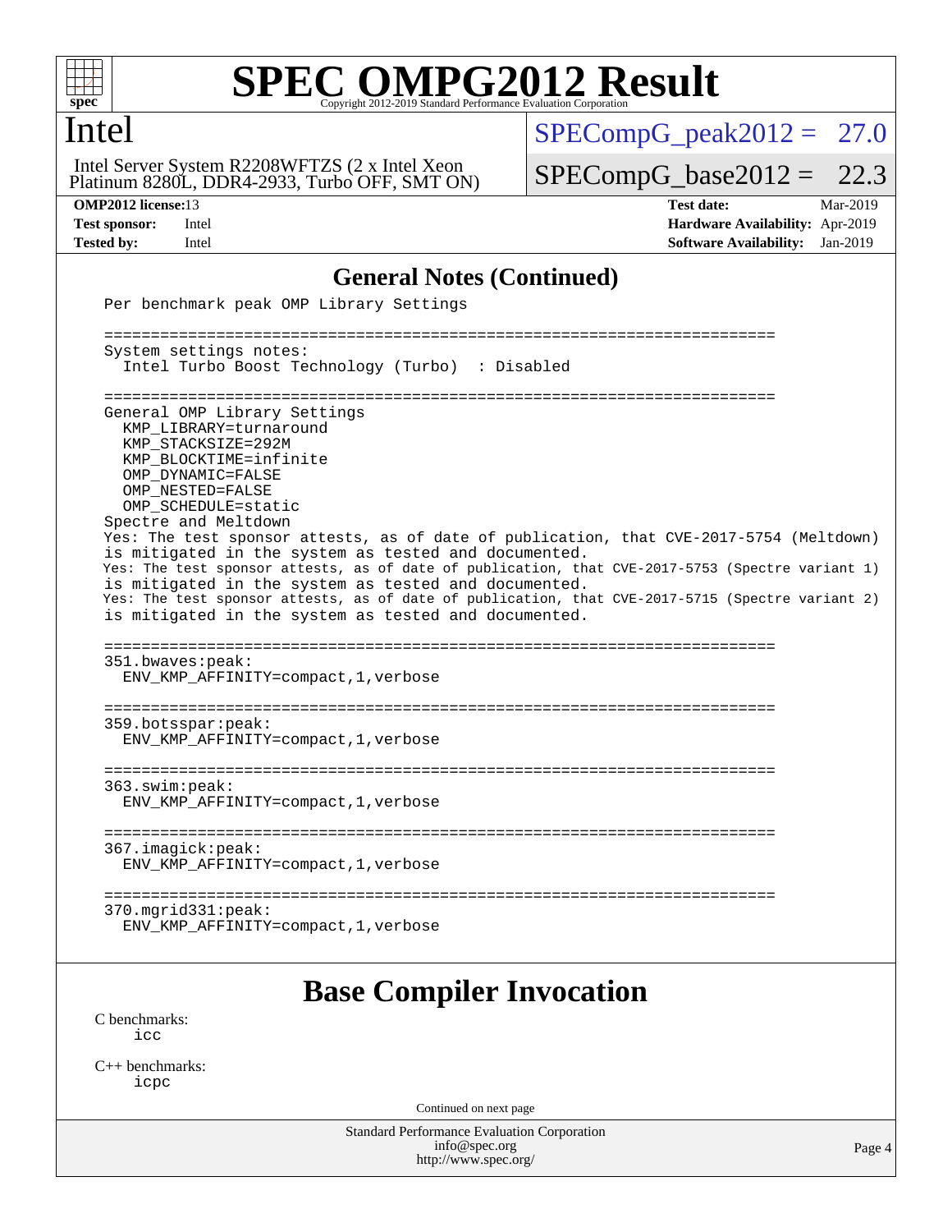## General Notes (Continued)

```
Per benchmark peak OMP Library Settings

========================================================================
System settings notes:
  Intel Turbo Boost Technology (Turbo)  : Disabled

========================================================================
General OMP Library Settings
  KMP_LIBRARY=turnaround
  KMP_STACKSIZE=292M
  KMP_BLOCKTIME=infinite
  OMP_DYNAMIC=FALSE
  OMP_NESTED=FALSE
  OMP_SCHEDULE=static
Spectre and Meltdown
Yes: The test sponsor attests, as of date of publication, that CVE-2017-5754 (Meltdown)
is mitigated in the system as tested and documented.
Yes: The test sponsor attests, as of date of publication, that CVE-2017-5753 (Spectre variant 1)
is mitigated in the system as tested and documented.
Yes: The test sponsor attests, as of date of publication, that CVE-2017-5715 (Spectre variant 2)
is mitigated in the system as tested and documented.

========================================================================
351.bwaves:peak:
  ENV_KMP_AFFINITY=compact,1,verbose

========================================================================
359.botsspar:peak:
  ENV_KMP_AFFINITY=compact,1,verbose

========================================================================
363.swim:peak:
  ENV_KMP_AFFINITY=compact,1,verbose

========================================================================
367.imagick:peak:
  ENV_KMP_AFFINITY=compact,1,verbose

========================================================================
370.mgrid331:peak:
  ENV_KMP_AFFINITY=compact,1,verbose
```

## Base Compiler Invocation

C benchmarks:
    icc

C++ benchmarks:
    icpc

Continued on next page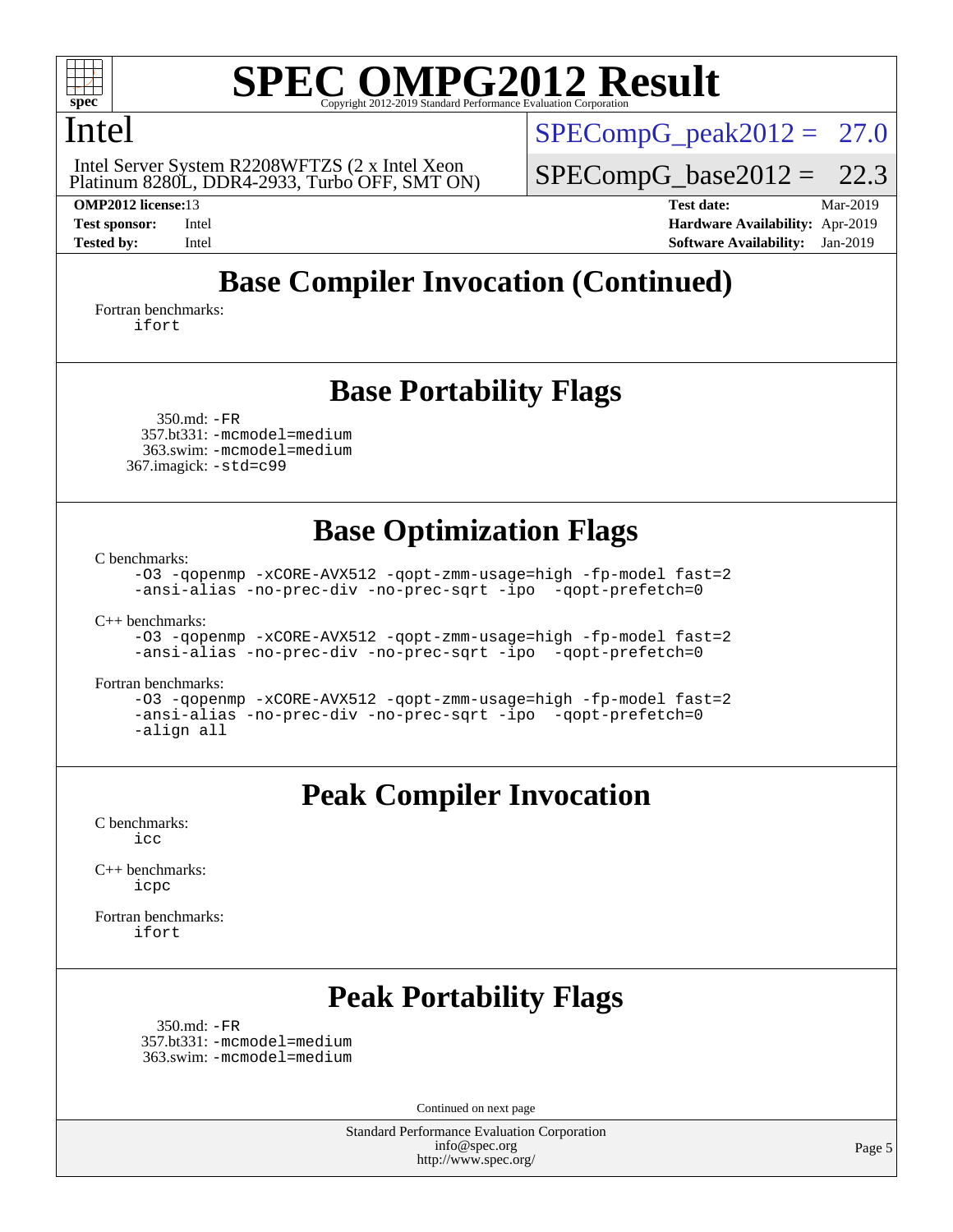# SPEC OMPG2012 Result

Copyright 2012-2019 Standard Performance Evaluation Corporation

## Intel

Intel Server System R2208WFTZS (2 x Intel Xeon Platinum 8280L, DDR4-2933, Turbo OFF, SMT ON)

SPECompG_peak2012 = 27.0

SPECompG_base2012 = 22.3

**OMP2012 license:** 13
**Test sponsor:** Intel
**Tested by:** Intel

**Test date:** Mar-2019
**Hardware Availability:** Apr-2019
**Software Availability:** Jan-2019

## Base Compiler Invocation (Continued)

Fortran benchmarks:
`ifort`

## Base Portability Flags

350.md: `-FR`
357.bt331: `-mcmodel=medium`
363.swim: `-mcmodel=medium`
367.imagick: `-std=c99`

## Base Optimization Flags

C benchmarks:
```
-O3 -qopenmp -xCORE-AVX512 -qopt-zmm-usage=high -fp-model fast=2
-ansi-alias -no-prec-div -no-prec-sqrt -ipo  -qopt-prefetch=0
```

C++ benchmarks:
```
-O3 -qopenmp -xCORE-AVX512 -qopt-zmm-usage=high -fp-model fast=2
-ansi-alias -no-prec-div -no-prec-sqrt -ipo  -qopt-prefetch=0
```

Fortran benchmarks:
```
-O3 -qopenmp -xCORE-AVX512 -qopt-zmm-usage=high -fp-model fast=2
-ansi-alias -no-prec-div -no-prec-sqrt -ipo  -qopt-prefetch=0
-align all
```

## Peak Compiler Invocation

C benchmarks:
`icc`

C++ benchmarks:
`icpc`

Fortran benchmarks:
`ifort`

## Peak Portability Flags

350.md: `-FR`
357.bt331: `-mcmodel=medium`
363.swim: `-mcmodel=medium`

Continued on next page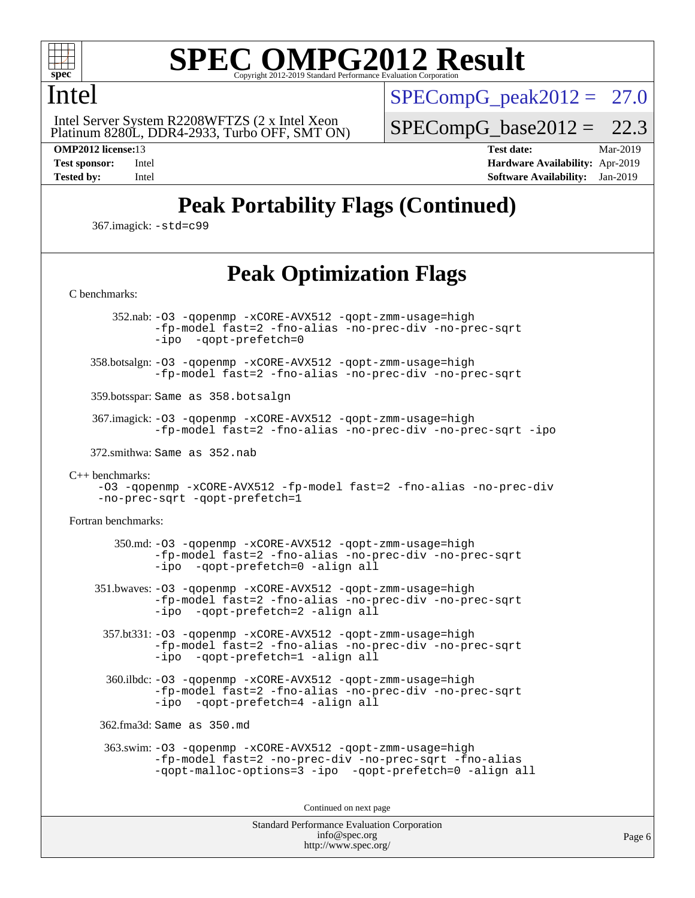# SPEC OMPG2012 Result

Copyright 2012-2019 Standard Performance Evaluation Corporation

## Intel

Intel Server System R2208WFTZS (2 x Intel Xeon Platinum 8280L, DDR4-2933, Turbo OFF, SMT ON)

SPECompG_peak2012 = 27.0

SPECompG_base2012 = 22.3

**OMP2012 license:** 13
**Test sponsor:** Intel
**Tested by:** Intel

**Test date:** Mar-2019
**Hardware Availability:** Apr-2019
**Software Availability:** Jan-2019

## Peak Portability Flags (Continued)

367.imagick: `-std=c99`

## Peak Optimization Flags

C benchmarks:

352.nab: `-O3 -qopenmp -xCORE-AVX512 -qopt-zmm-usage=high -fp-model fast=2 -fno-alias -no-prec-div -no-prec-sqrt -ipo -qopt-prefetch=0`

358.botsalgn: `-O3 -qopenmp -xCORE-AVX512 -qopt-zmm-usage=high -fp-model fast=2 -fno-alias -no-prec-div -no-prec-sqrt`

359.botsspar: `Same as 358.botsalgn`

367.imagick: `-O3 -qopenmp -xCORE-AVX512 -qopt-zmm-usage=high -fp-model fast=2 -fno-alias -no-prec-div -no-prec-sqrt -ipo`

372.smithwa: `Same as 352.nab`

C++ benchmarks:

`-O3 -qopenmp -xCORE-AVX512 -fp-model fast=2 -fno-alias -no-prec-div -no-prec-sqrt -qopt-prefetch=1`

Fortran benchmarks:

350.md: `-O3 -qopenmp -xCORE-AVX512 -qopt-zmm-usage=high -fp-model fast=2 -fno-alias -no-prec-div -no-prec-sqrt -ipo -qopt-prefetch=0 -align all`

351.bwaves: `-O3 -qopenmp -xCORE-AVX512 -qopt-zmm-usage=high -fp-model fast=2 -fno-alias -no-prec-div -no-prec-sqrt -ipo -qopt-prefetch=2 -align all`

357.bt331: `-O3 -qopenmp -xCORE-AVX512 -qopt-zmm-usage=high -fp-model fast=2 -fno-alias -no-prec-div -no-prec-sqrt -ipo -qopt-prefetch=1 -align all`

360.ilbdc: `-O3 -qopenmp -xCORE-AVX512 -qopt-zmm-usage=high -fp-model fast=2 -fno-alias -no-prec-div -no-prec-sqrt -ipo -qopt-prefetch=4 -align all`

362.fma3d: `Same as 350.md`

363.swim: `-O3 -qopenmp -xCORE-AVX512 -qopt-zmm-usage=high -fp-model fast=2 -no-prec-div -no-prec-sqrt -fno-alias -qopt-malloc-options=3 -ipo -qopt-prefetch=0 -align all`

Continued on next page

Standard Performance Evaluation Corporation
info@spec.org
http://www.spec.org/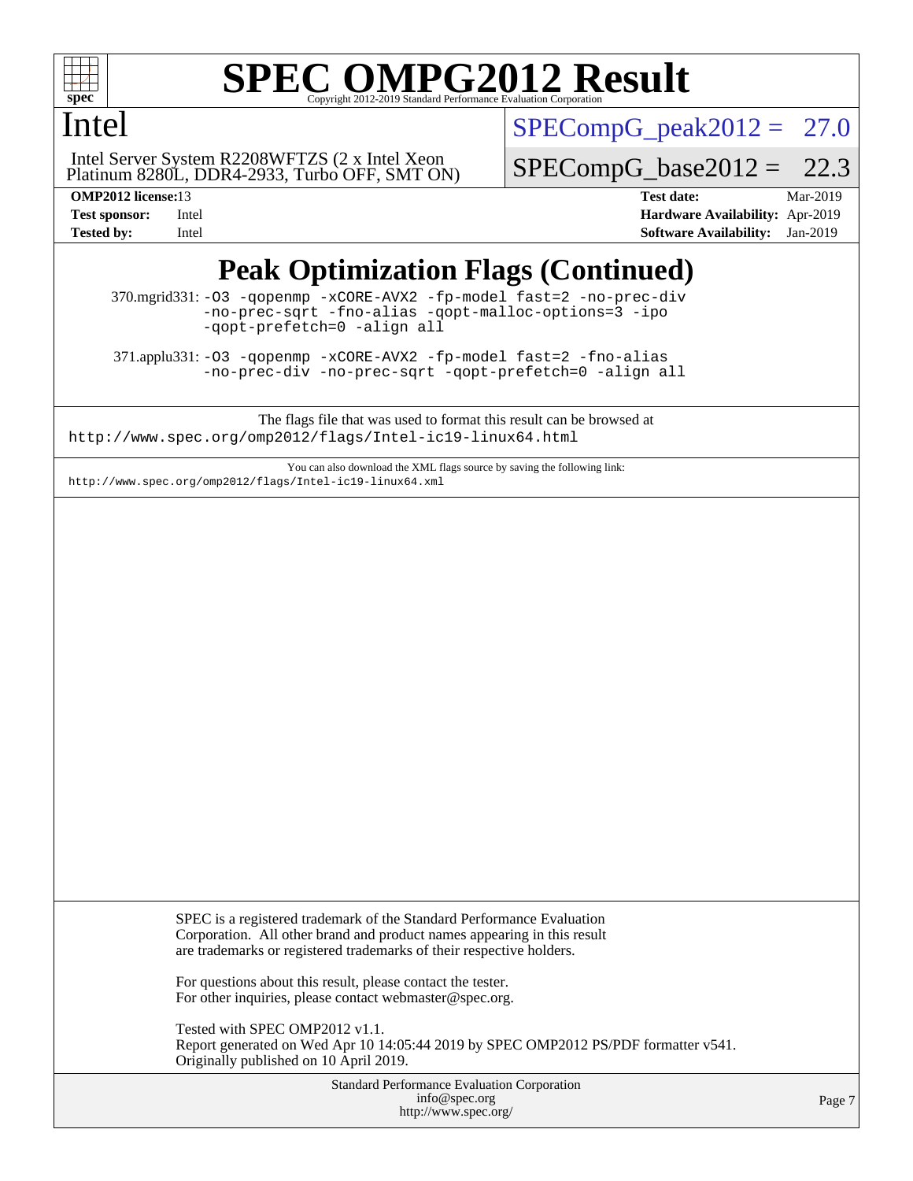# Peak Optimization Flags (Continued)

370.mgrid331: -O3 -qopenmp -xCORE-AVX2 -fp-model fast=2 -no-prec-div -no-prec-sqrt -fno-alias -qopt-malloc-options=3 -ipo -qopt-prefetch=0 -align all

371.applu331: -O3 -qopenmp -xCORE-AVX2 -fp-model fast=2 -fno-alias -no-prec-div -no-prec-sqrt -qopt-prefetch=0 -align all

The flags file that was used to format this result can be browsed at
http://www.spec.org/omp2012/flags/Intel-ic19-linux64.html

You can also download the XML flags source by saving the following link:
http://www.spec.org/omp2012/flags/Intel-ic19-linux64.xml

SPEC is a registered trademark of the Standard Performance Evaluation Corporation. All other brand and product names appearing in this result are trademarks or registered trademarks of their respective holders.

For questions about this result, please contact the tester.
For other inquiries, please contact webmaster@spec.org.

Tested with SPEC OMP2012 v1.1.
Report generated on Wed Apr 10 14:05:44 2019 by SPEC OMP2012 PS/PDF formatter v541.
Originally published on 10 April 2019.